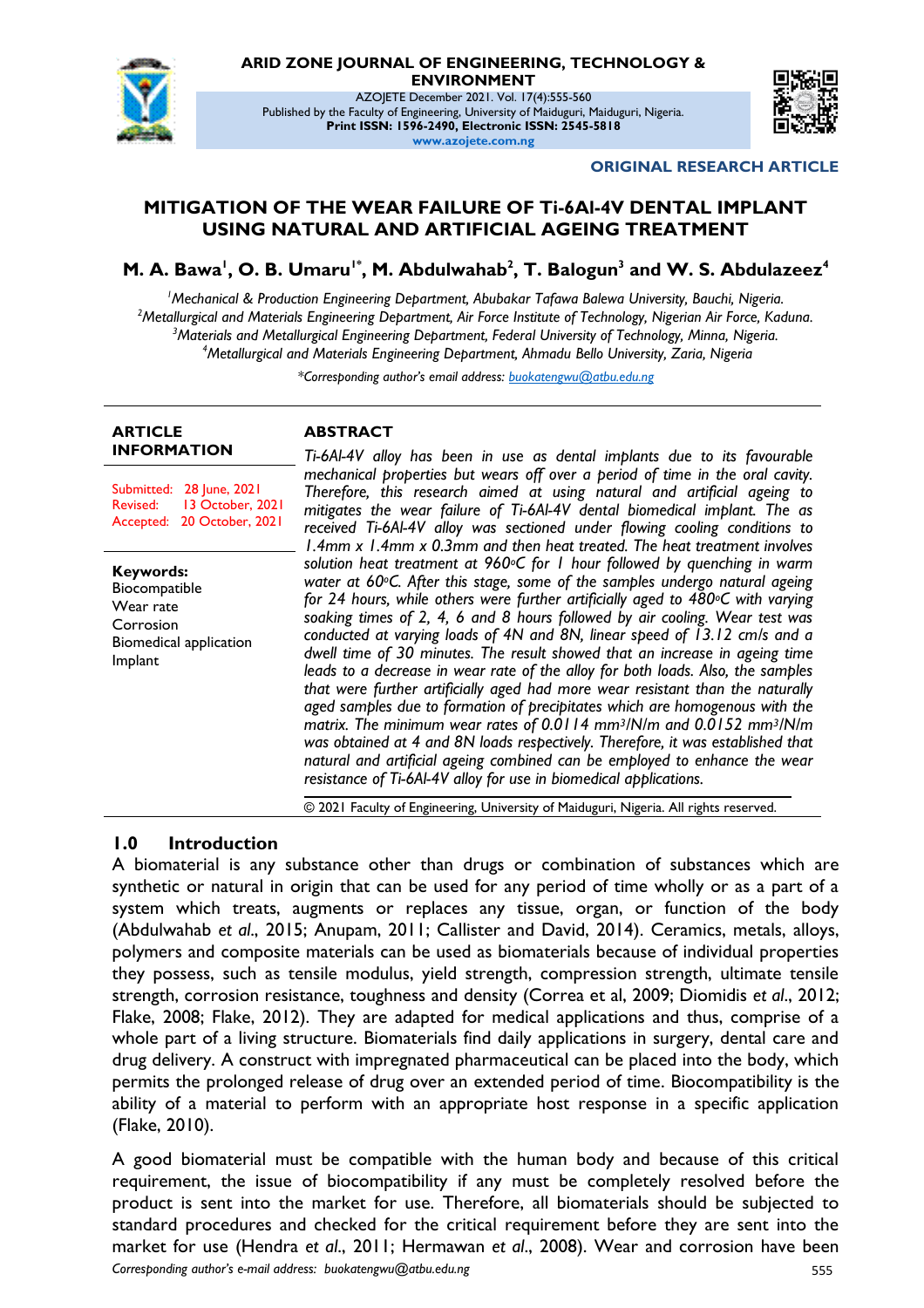ARID ZONE JOURNAL OF ENGINEERING, TECHNOLOGY & ENVIRONMENT
AZOJETE December 2021. Vol. 17(4):555-560
Published by the Faculty of Engineering, University of Maiduguri, Maiduguri, Nigeria.
**Print ISSN: 1596-2490, Electronic ISSN: 2545-5818**
**www.azojete.com.ng**

**ORIGINAL RESEARCH ARTICLE**

# MITIGATION OF THE WEAR FAILURE OF Ti-6Al-4V DENTAL IMPLANT USING NATURAL AND ARTIFICIAL AGEING TREATMENT

**M. A. Bawa[1], O. B. Umaru[1*], M. Abdulwahab[2], T. Balogun[3] and W. S. Abdulazeez[4]**

*[1]Mechanical & Production Engineering Department, Abubakar Tafawa Balewa University, Bauchi, Nigeria.*
*[2]Metallurgical and Materials Engineering Department, Air Force Institute of Technology, Nigerian Air Force, Kaduna.*
*[3]Materials and Metallurgical Engineering Department, Federal University of Technology, Minna, Nigeria.*
*[4]Metallurgical and Materials Engineering Department, Ahmadu Bello University, Zaria, Nigeria*

*\*Corresponding author's email address: buokatengwu@atbu.edu.ng*

**ARTICLE INFORMATION**

Submitted: 28 June, 2021
Revised: 13 October, 2021
Accepted: 20 October, 2021

**Keywords:**
Biocompatible
Wear rate
Corrosion
Biomedical application
Implant

**ABSTRACT**

*Ti-6Al-4V alloy has been in use as dental implants due to its favourable mechanical properties but wears off over a period of time in the oral cavity. Therefore, this research aimed at using natural and artificial ageing to mitigates the wear failure of Ti-6Al-4V dental biomedical implant. The as received Ti-6Al-4V alloy was sectioned under flowing cooling conditions to 1.4mm x 1.4mm x 0.3mm and then heat treated. The heat treatment involves solution heat treatment at 960°C for 1 hour followed by quenching in warm water at 60°C. After this stage, some of the samples undergo natural ageing for 24 hours, while others were further artificially aged to 480°C with varying soaking times of 2, 4, 6 and 8 hours followed by air cooling. Wear test was conducted at varying loads of 4N and 8N, linear speed of 13.12 cm/s and a dwell time of 30 minutes. The result showed that an increase in ageing time leads to a decrease in wear rate of the alloy for both loads. Also, the samples that were further artificially aged had more wear resistant than the naturally aged samples due to formation of precipitates which are homogenous with the matrix. The minimum wear rates of 0.0114 mm$^3$/N/m and 0.0152 mm$^3$/N/m was obtained at 4 and 8N loads respectively. Therefore, it was established that natural and artificial ageing combined can be employed to enhance the wear resistance of Ti-6Al-4V alloy for use in biomedical applications.*

© 2021 Faculty of Engineering, University of Maiduguri, Nigeria. All rights reserved.

## 1.0 Introduction

A biomaterial is any substance other than drugs or combination of substances which are synthetic or natural in origin that can be used for any period of time wholly or as a part of a system which treats, augments or replaces any tissue, organ, or function of the body (Abdulwahab *et al*., 2015; Anupam, 2011; Callister and David, 2014). Ceramics, metals, alloys, polymers and composite materials can be used as biomaterials because of individual properties they possess, such as tensile modulus, yield strength, compression strength, ultimate tensile strength, corrosion resistance, toughness and density (Correa et al, 2009; Diomidis *et al*., 2012; Flake, 2008; Flake, 2012). They are adapted for medical applications and thus, comprise of a whole part of a living structure. Biomaterials find daily applications in surgery, dental care and drug delivery. A construct with impregnated pharmaceutical can be placed into the body, which permits the prolonged release of drug over an extended period of time. Biocompatibility is the ability of a material to perform with an appropriate host response in a specific application (Flake, 2010).

A good biomaterial must be compatible with the human body and because of this critical requirement, the issue of biocompatibility if any must be completely resolved before the product is sent into the market for use. Therefore, all biomaterials should be subjected to standard procedures and checked for the critical requirement before they are sent into the market for use (Hendra *et al*., 2011; Hermawan *et al*., 2008). Wear and corrosion have been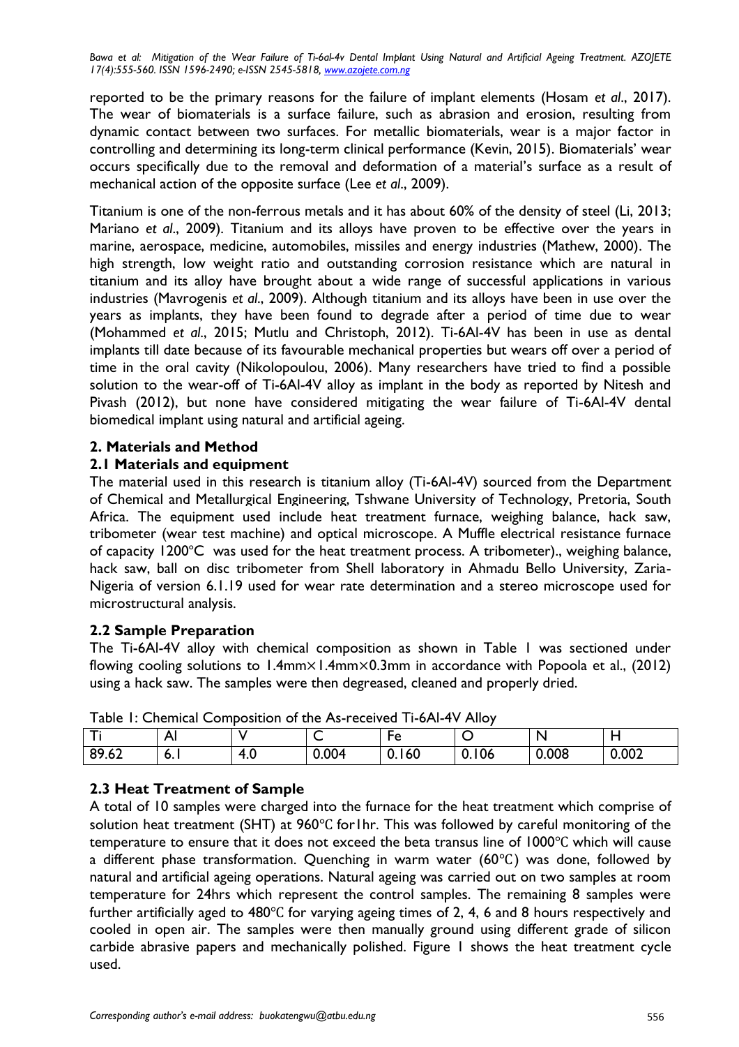reported to be the primary reasons for the failure of implant elements (Hosam *et al*., 2017). The wear of biomaterials is a surface failure, such as abrasion and erosion, resulting from dynamic contact between two surfaces. For metallic biomaterials, wear is a major factor in controlling and determining its long-term clinical performance (Kevin, 2015). Biomaterials' wear occurs specifically due to the removal and deformation of a material's surface as a result of mechanical action of the opposite surface (Lee *et al*., 2009).

Titanium is one of the non-ferrous metals and it has about 60% of the density of steel (Li, 2013; Mariano *et al*., 2009). Titanium and its alloys have proven to be effective over the years in marine, aerospace, medicine, automobiles, missiles and energy industries (Mathew, 2000). The high strength, low weight ratio and outstanding corrosion resistance which are natural in titanium and its alloy have brought about a wide range of successful applications in various industries (Mavrogenis *et al*., 2009). Although titanium and its alloys have been in use over the years as implants, they have been found to degrade after a period of time due to wear (Mohammed *et al*., 2015; Mutlu and Christoph, 2012). Ti-6Al-4V has been in use as dental implants till date because of its favourable mechanical properties but wears off over a period of time in the oral cavity (Nikolopoulou, 2006). Many researchers have tried to find a possible solution to the wear-off of Ti-6Al-4V alloy as implant in the body as reported by Nitesh and Pivash (2012), but none have considered mitigating the wear failure of Ti-6Al-4V dental biomedical implant using natural and artificial ageing.

## 2. Materials and Method

### 2.1 Materials and equipment

The material used in this research is titanium alloy (Ti-6Al-4V) sourced from the Department of Chemical and Metallurgical Engineering, Tshwane University of Technology, Pretoria, South Africa. The equipment used include heat treatment furnace, weighing balance, hack saw, tribometer (wear test machine) and optical microscope. A Muffle electrical resistance furnace of capacity 1200°C was used for the heat treatment process. A tribometer)., weighing balance, hack saw, ball on disc tribometer from Shell laboratory in Ahmadu Bello University, Zaria-Nigeria of version 6.1.19 used for wear rate determination and a stereo microscope used for microstructural analysis.

### 2.2 Sample Preparation

The Ti-6Al-4V alloy with chemical composition as shown in Table 1 was sectioned under flowing cooling solutions to 1.4mm×1.4mm×0.3mm in accordance with Popoola et al., (2012) using a hack saw. The samples were then degreased, cleaned and properly dried.

Table 1: Chemical Composition of the As-received Ti-6Al-4V Alloy

| Ti | Al | V | C | Fe | O | N | H |
|---|---|---|---|---|---|---|---|
| 89.62 | 6.1 | 4.0 | 0.004 | 0.160 | 0.106 | 0.008 | 0.002 |

### 2.3 Heat Treatment of Sample

A total of 10 samples were charged into the furnace for the heat treatment which comprise of solution heat treatment (SHT) at 960℃ for1hr. This was followed by careful monitoring of the temperature to ensure that it does not exceed the beta transus line of 1000℃ which will cause a different phase transformation. Quenching in warm water (60℃) was done, followed by natural and artificial ageing operations. Natural ageing was carried out on two samples at room temperature for 24hrs which represent the control samples. The remaining 8 samples were further artificially aged to 480℃ for varying ageing times of 2, 4, 6 and 8 hours respectively and cooled in open air. The samples were then manually ground using different grade of silicon carbide abrasive papers and mechanically polished. Figure 1 shows the heat treatment cycle used.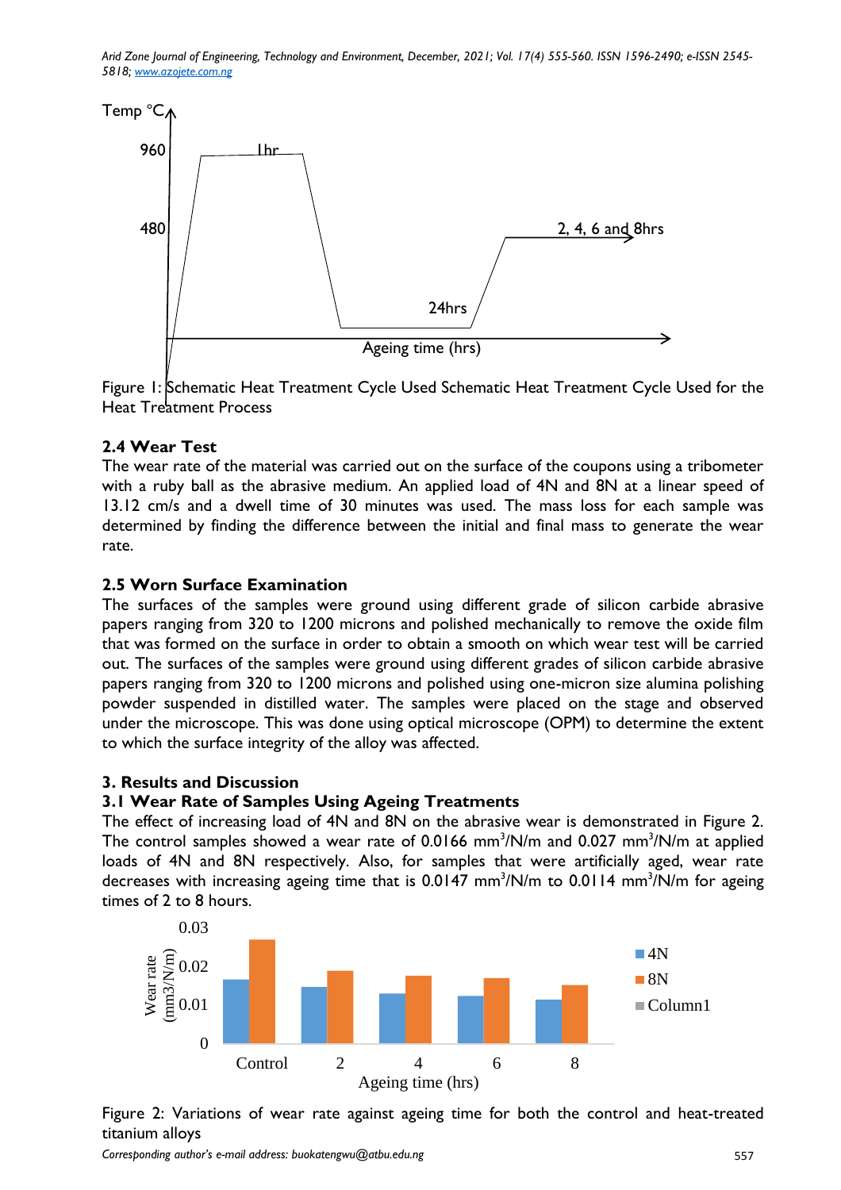Figure 1: Schematic Heat Treatment Cycle Used Schematic Heat Treatment Cycle Used for the Heat Treatment Process

### 2.4 Wear Test

The wear rate of the material was carried out on the surface of the coupons using a tribometer with a ruby ball as the abrasive medium. An applied load of 4N and 8N at a linear speed of 13.12 cm/s and a dwell time of 30 minutes was used. The mass loss for each sample was determined by finding the difference between the initial and final mass to generate the wear rate.

### 2.5 Worn Surface Examination

The surfaces of the samples were ground using different grade of silicon carbide abrasive papers ranging from 320 to 1200 microns and polished mechanically to remove the oxide film that was formed on the surface in order to obtain a smooth on which wear test will be carried out. The surfaces of the samples were ground using different grades of silicon carbide abrasive papers ranging from 320 to 1200 microns and polished using one-micron size alumina polishing powder suspended in distilled water. The samples were placed on the stage and observed under the microscope. This was done using optical microscope (OPM) to determine the extent to which the surface integrity of the alloy was affected.

## 3. Results and Discussion

### 3.1 Wear Rate of Samples Using Ageing Treatments

The effect of increasing load of 4N and 8N on the abrasive wear is demonstrated in Figure 2. The control samples showed a wear rate of 0.0166 $mm^3/N/m$ and 0.027 $mm^3/N/m$ at applied loads of 4N and 8N respectively. Also, for samples that were artificially aged, wear rate decreases with increasing ageing time that is 0.0147 $mm^3/N/m$ to 0.0114 $mm^3/N/m$ for ageing times of 2 to 8 hours.

Figure 2: Variations of wear rate against ageing time for both the control and heat-treated titanium alloys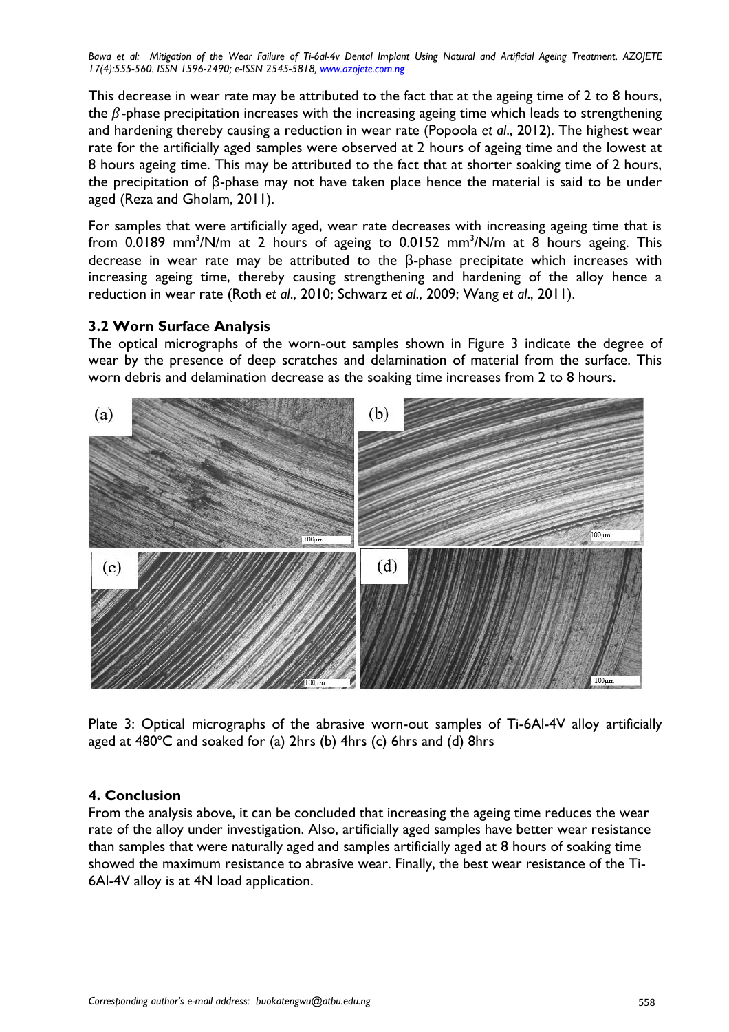This decrease in wear rate may be attributed to the fact that at the ageing time of 2 to 8 hours, the $\beta$-phase precipitation increases with the increasing ageing time which leads to strengthening and hardening thereby causing a reduction in wear rate (Popoola *et al*., 2012). The highest wear rate for the artificially aged samples were observed at 2 hours of ageing time and the lowest at 8 hours ageing time. This may be attributed to the fact that at shorter soaking time of 2 hours, the precipitation of β-phase may not have taken place hence the material is said to be under aged (Reza and Gholam, 2011).

For samples that were artificially aged, wear rate decreases with increasing ageing time that is from 0.0189 $mm^3/N/m$ at 2 hours of ageing to 0.0152 $mm^3/N/m$ at 8 hours ageing. This decrease in wear rate may be attributed to the β-phase precipitate which increases with increasing ageing time, thereby causing strengthening and hardening of the alloy hence a reduction in wear rate (Roth *et al*., 2010; Schwarz *et al*., 2009; Wang *et al*., 2011).

### 3.2 Worn Surface Analysis

The optical micrographs of the worn-out samples shown in Figure 3 indicate the degree of wear by the presence of deep scratches and delamination of material from the surface. This worn debris and delamination decrease as the soaking time increases from 2 to 8 hours.

Plate 3: Optical micrographs of the abrasive worn-out samples of Ti-6Al-4V alloy artificially aged at 480°C and soaked for (a) 2hrs (b) 4hrs (c) 6hrs and (d) 8hrs

## 4. Conclusion

From the analysis above, it can be concluded that increasing the ageing time reduces the wear rate of the alloy under investigation. Also, artificially aged samples have better wear resistance than samples that were naturally aged and samples artificially aged at 8 hours of soaking time showed the maximum resistance to abrasive wear. Finally, the best wear resistance of the Ti-6Al-4V alloy is at 4N load application.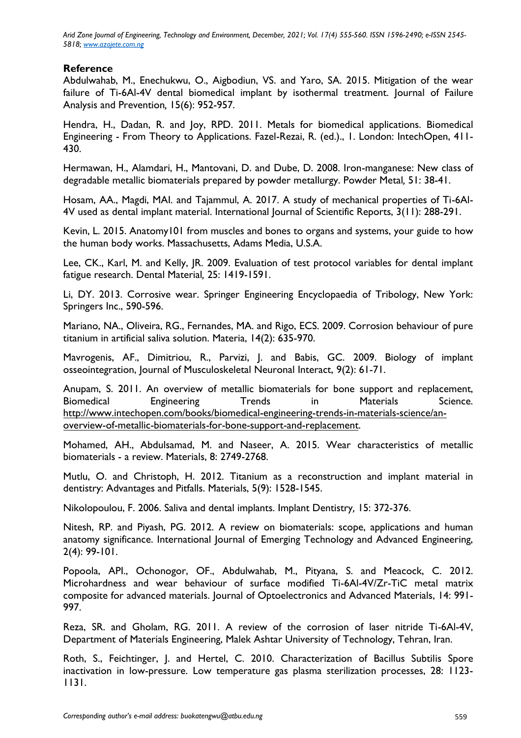## Reference

Abdulwahab, M., Enechukwu, O., Aigbodiun, VS. and Yaro, SA. 2015. Mitigation of the wear failure of Ti-6Al-4V dental biomedical implant by isothermal treatment. Journal of Failure Analysis and Prevention*,* 15(6): 952-957.

Hendra, H., Dadan, R. and Joy, RPD. 2011. Metals for biomedical applications. Biomedical Engineering - From Theory to Applications. Fazel-Rezai, R. (ed.)., 1. London: IntechOpen, 411-430.

Hermawan, H., Alamdari, H., Mantovani, D. and Dube, D. 2008. Iron-manganese: New class of degradable metallic biomaterials prepared by powder metallurgy. Powder Metal*,* 51: 38-41.

Hosam, AA., Magdi, MAI. and Tajammul, A. 2017. A study of mechanical properties of Ti-6Al-4V used as dental implant material. International Journal of Scientific Reports, 3(11): 288-291.

Kevin, L. 2015. Anatomy101 from muscles and bones to organs and systems, your guide to how the human body works. Massachusetts, Adams Media, U.S.A.

Lee, CK., Karl, M. and Kelly, JR. 2009. Evaluation of test protocol variables for dental implant fatigue research. Dental Material*,* 25: 1419-1591.

Li, DY. 2013. Corrosive wear. Springer Engineering Encyclopaedia of Tribology, New York: Springers Inc., 590-596.

Mariano, NA., Oliveira, RG., Fernandes, MA. and Rigo, ECS. 2009. Corrosion behaviour of pure titanium in artificial saliva solution. Materia, 14(2): 635-970.

Mavrogenis, AF., Dimitriou, R., Parvizi, J. and Babis, GC. 2009. Biology of implant osseointegration, Journal of Musculoskeletal Neuronal Interact, 9(2): 61-71.

Anupam, S. 2011. An overview of metallic biomaterials for bone support and replacement, Biomedical Engineering Trends in Materials Science. http://www.intechopen.com/books/biomedical-engineering-trends-in-materials-science/an-overview-of-metallic-biomaterials-for-bone-support-and-replacement.

Mohamed, AH., Abdulsamad, M. and Naseer, A. 2015. Wear characteristics of metallic biomaterials - a review. Materials, 8: 2749-2768.

Mutlu, O. and Christoph, H. 2012. Titanium as a reconstruction and implant material in dentistry: Advantages and Pitfalls. Materials, 5(9): 1528-1545.

Nikolopoulou, F. 2006. Saliva and dental implants. Implant Dentistry*,* 15: 372-376.

Nitesh, RP. and Piyash, PG. 2012. A review on biomaterials: scope, applications and human anatomy significance. International Journal of Emerging Technology and Advanced Engineering, 2(4): 99-101.

Popoola, API., Ochonogor, OF., Abdulwahab, M., Pityana, S. and Meacock, C. 2012. Microhardness and wear behaviour of surface modified Ti-6Al-4V/Zr-TiC metal matrix composite for advanced materials. Journal of Optoelectronics and Advanced Materials, 14: 991-997.

Reza, SR. and Gholam, RG. 2011. A review of the corrosion of laser nitride Ti-6Al-4V, Department of Materials Engineering, Malek Ashtar University of Technology, Tehran, Iran.

Roth, S., Feichtinger, J. and Hertel, C. 2010. Characterization of Bacillus Subtilis Spore inactivation in low-pressure. Low temperature gas plasma sterilization processes, 28: 1123-1131.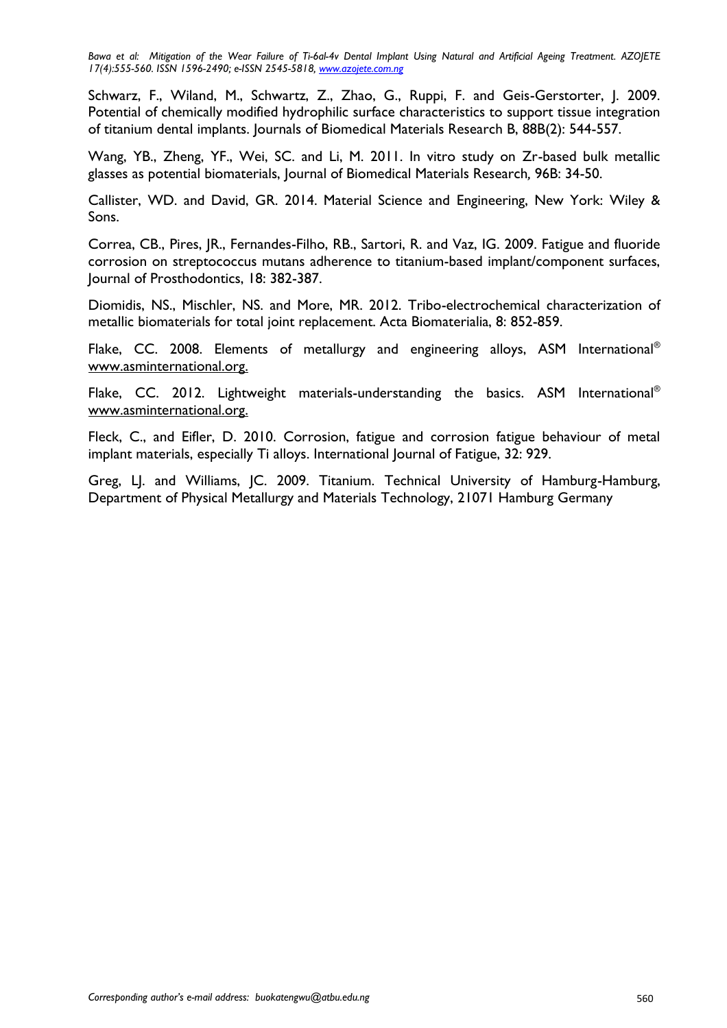Schwarz, F., Wiland, M., Schwartz, Z., Zhao, G., Ruppi, F. and Geis-Gerstorter, J. 2009. Potential of chemically modified hydrophilic surface characteristics to support tissue integration of titanium dental implants. Journals of Biomedical Materials Research B, 88B(2): 544-557.

Wang, YB., Zheng, YF., Wei, SC. and Li, M. 2011. In vitro study on Zr-based bulk metallic glasses as potential biomaterials, Journal of Biomedical Materials Research*,* 96B: 34-50.

Callister, WD. and David, GR. 2014. Material Science and Engineering, New York*:* Wiley & Sons.

Correa, CB., Pires, JR., Fernandes-Filho, RB., Sartori, R. and Vaz, IG. 2009. Fatigue and fluoride corrosion on streptococcus mutans adherence to titanium-based implant/component surfaces, Journal of Prosthodontics, 18: 382-387.

Diomidis, NS., Mischler, NS. and More, MR. 2012. Tribo-electrochemical characterization of metallic biomaterials for total joint replacement. Acta Biomaterialia, 8: 852-859.

Flake, CC. 2008. Elements of metallurgy and engineering alloys, ASM International® www.asminternational.org.

Flake, CC. 2012. Lightweight materials-understanding the basics. ASM International® www.asminternational.org.

Fleck, C., and Eifler, D. 2010. Corrosion, fatigue and corrosion fatigue behaviour of metal implant materials, especially Ti alloys. International Journal of Fatigue, 32: 929.

Greg, LJ. and Williams, JC. 2009. Titanium. Technical University of Hamburg-Hamburg, Department of Physical Metallurgy and Materials Technology, 21071 Hamburg Germany